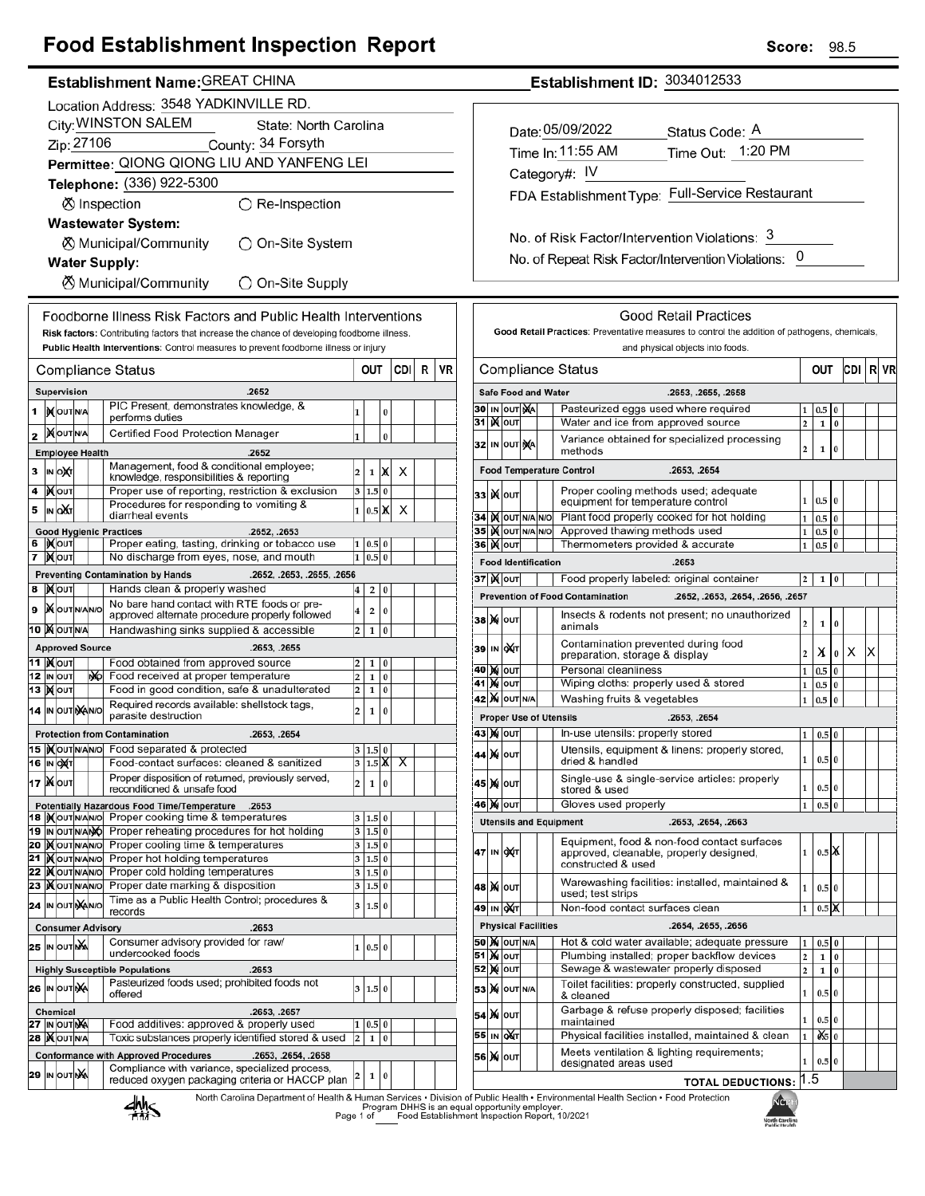# Food Establishment Inspection Report

**Score:** 98.5

**Establishment Name:** GREAT CHINA

**Establishment ID:** 3034012533

Location Address: 3548 YADKINVILLE RD.

City: WINSTON SALEM State: North Carolina

Zip: 27106 County: 34 Forsyth

Permittee: QIONG QIONG LIU AND YANFENG LEI

Telephone: (336) 922-5300

⊗ Inspection ○ Re-Inspection

**Wastewater System:**

⊗ Municipal/Community ○ On-Site System

**Water Supply:**

⊗ Municipal/Community ○ On-Site Supply

Date: 05/09/2022 Status Code: A

Time In: 11:55 AM Time Out: 1:20 PM

Category#: IV

FDA Establishment Type: Full-Service Restaurant

No. of Risk Factor/Intervention Violations: 3

No. of Repeat Risk Factor/Intervention Violations: 0

## Foodborne Illness Risk Factors and Public Health Interventions

**Risk factors:** Contributing factors that increase the chance of developing foodborne illness.
**Public Health Interventions:** Control measures to prevent foodborne illness or injury

| # | Status | Compliance Status | OUT | | | CDI | R | VR |
|---|---|---|---|---|---|---|---|---|
| | | **Supervision** .2652 | | | | | | |
| 1 | IN | PIC Present, demonstrates knowledge, & performs duties | 1 | | 0 | | | |
| 2 | IN | Certified Food Protection Manager | 1 | | 0 | | | |
| | | **Employee Health** .2652 | | | | | | |
| 3 | OUT | Management, food & conditional employee; knowledge, responsibilities & reporting | 2 | 1 | X | X | | |
| 4 | IN | Proper use of reporting, restriction & exclusion | 3 | 1.5 | 0 | | | |
| 5 | OUT | Procedures for responding to vomiting & diarrheal events | 1 | 0.5 | X | X | | |
| | | **Good Hygienic Practices** .2652, .2653 | | | | | | |
| 6 | IN | Proper eating, tasting, drinking or tobacco use | 1 | 0.5 | 0 | | | |
| 7 | IN | No discharge from eyes, nose, and mouth | 1 | 0.5 | 0 | | | |
| | | **Preventing Contamination by Hands** .2652, .2653, .2655, .2656 | | | | | | |
| 8 | IN | Hands clean & properly washed | 4 | 2 | 0 | | | |
| 9 | IN | No bare hand contact with RTE foods or pre-approved alternate procedure properly followed | 4 | 2 | 0 | | | |
| 10 | IN | Handwashing sinks supplied & accessible | 2 | 1 | 0 | | | |
| | | **Approved Source** .2653, .2655 | | | | | | |
| 11 | IN | Food obtained from approved source | 2 | 1 | 0 | | | |
| 12 | N/O | Food received at proper temperature | 2 | 1 | 0 | | | |
| 13 | IN | Food in good condition, safe & unadulterated | 2 | 1 | 0 | | | |
| 14 | N/A | Required records available: shellstock tags, parasite destruction | 2 | 1 | 0 | | | |
| | | **Protection from Contamination** .2653, .2654 | | | | | | |
| 15 | IN | Food separated & protected | 3 | 1.5 | 0 | | | |
| 16 | OUT | Food-contact surfaces: cleaned & sanitized | 3 | 1.5 | X | X | | |
| 17 | IN | Proper disposition of returned, previously served, reconditioned & unsafe food | 2 | 1 | 0 | | | |
| | | **Potentially Hazardous Food Time/Temperature** .2653 | | | | | | |
| 18 | IN | Proper cooking time & temperatures | 3 | 1.5 | 0 | | | |
| 19 | N/O | Proper reheating procedures for hot holding | 3 | 1.5 | 0 | | | |
| 20 | IN | Proper cooling time & temperatures | 3 | 1.5 | 0 | | | |
| 21 | IN | Proper hot holding temperatures | 3 | 1.5 | 0 | | | |
| 22 | IN | Proper cold holding temperatures | 3 | 1.5 | 0 | | | |
| 23 | IN | Proper date marking & disposition | 3 | 1.5 | 0 | | | |
| 24 | N/A | Time as a Public Health Control; procedures & records | 3 | 1.5 | 0 | | | |
| | | **Consumer Advisory** .2653 | | | | | | |
| 25 | N/A | Consumer advisory provided for raw/ undercooked foods | 1 | 0.5 | 0 | | | |
| | | **Highly Susceptible Populations** .2653 | | | | | | |
| 26 | N/A | Pasteurized foods used; prohibited foods not offered | 3 | 1.5 | 0 | | | |
| | | **Chemical** .2653, .2657 | | | | | | |
| 27 | N/A | Food additives: approved & properly used | 1 | 0.5 | 0 | | | |
| 28 | IN | Toxic substances properly identified stored & used | 2 | 1 | 0 | | | |
| | | **Conformance with Approved Procedures** .2653, .2654, .2658 | | | | | | |
| 29 | N/A | Compliance with variance, specialized process, reduced oxygen packaging criteria or HACCP plan | 2 | 1 | 0 | | | |

## Good Retail Practices

**Good Retail Practices:** Preventative measures to control the addition of pathogens, chemicals, and physical objects into foods.

| # | Status | Compliance Status | OUT | | | CDI | R | VR |
|---|---|---|---|---|---|---|---|---|
| | | **Safe Food and Water** .2653, .2655, .2658 | | | | | | |
| 30 | N/A | Pasteurized eggs used where required | 1 | 0.5 | 0 | | | |
| 31 | IN | Water and ice from approved source | 2 | 1 | 0 | | | |
| 32 | N/A | Variance obtained for specialized processing methods | 2 | 1 | 0 | | | |
| | | **Food Temperature Control** .2653, .2654 | | | | | | |
| 33 | IN | Proper cooling methods used; adequate equipment for temperature control | 1 | 0.5 | 0 | | | |
| 34 | IN | Plant food properly cooked for hot holding | 1 | 0.5 | 0 | | | |
| 35 | IN | Approved thawing methods used | 1 | 0.5 | 0 | | | |
| 36 | IN | Thermometers provided & accurate | 1 | 0.5 | 0 | | | |
| | | **Food Identification** .2653 | | | | | | |
| 37 | IN | Food properly labeled: original container | 2 | 1 | 0 | | | |
| | | **Prevention of Food Contamination** .2652, .2653, .2654, .2656, .2657 | | | | | | |
| 38 | IN | Insects & rodents not present; no unauthorized animals | 2 | 1 | 0 | | | |
| 39 | OUT | Contamination prevented during food preparation, storage & display | 2 | X | 0 | X | | X |
| 40 | IN | Personal cleanliness | 1 | 0.5 | 0 | | | |
| 41 | IN | Wiping cloths: properly used & stored | 1 | 0.5 | 0 | | | |
| 42 | IN | Washing fruits & vegetables | 1 | 0.5 | 0 | | | |
| | | **Proper Use of Utensils** .2653, .2654 | | | | | | |
| 43 | IN | In-use utensils: properly stored | 1 | 0.5 | 0 | | | |
| 44 | IN | Utensils, equipment & linens: properly stored, dried & handled | 1 | 0.5 | 0 | | | |
| 45 | IN | Single-use & single-service articles: properly stored & used | 1 | 0.5 | 0 | | | |
| 46 | IN | Gloves used properly | 1 | 0.5 | 0 | | | |
| | | **Utensils and Equipment** .2653, .2654, .2663 | | | | | | |
| 47 | OUT | Equipment, food & non-food contact surfaces approved, cleanable, properly designed, constructed & used | 1 | 0.5 | X | | | |
| 48 | IN | Warewashing facilities: installed, maintained & used; test strips | 1 | 0.5 | 0 | | | |
| 49 | OUT | Non-food contact surfaces clean | 1 | 0.5 | X | | | |
| | | **Physical Facilities** .2654, .2655, .2656 | | | | | | |
| 50 | IN | Hot & cold water available; adequate pressure | 1 | 0.5 | 0 | | | |
| 51 | IN | Plumbing installed; proper backflow devices | 2 | 1 | 0 | | | |
| 52 | IN | Sewage & wastewater properly disposed | 2 | 1 | 0 | | | |
| 53 | IN | Toilet facilities: properly constructed, supplied & cleaned | 1 | 0.5 | 0 | | | |
| 54 | IN | Garbage & refuse properly disposed; facilities maintained | 1 | 0.5 | 0 | | | |
| 55 | OUT | Physical facilities installed, maintained & clean | 1 | X | 0 | | | |
| 56 | IN | Meets ventilation & lighting requirements; designated areas used | 1 | 0.5 | 0 | | | |
| | | **TOTAL DEDUCTIONS:** 1.5 | | | | | | |

North Carolina Department of Health & Human Services • Division of Public Health • Environmental Health Section • Food Protection Program DHHS is an equal opportunity employer.
Food Establishment Inspection Report, 10/2021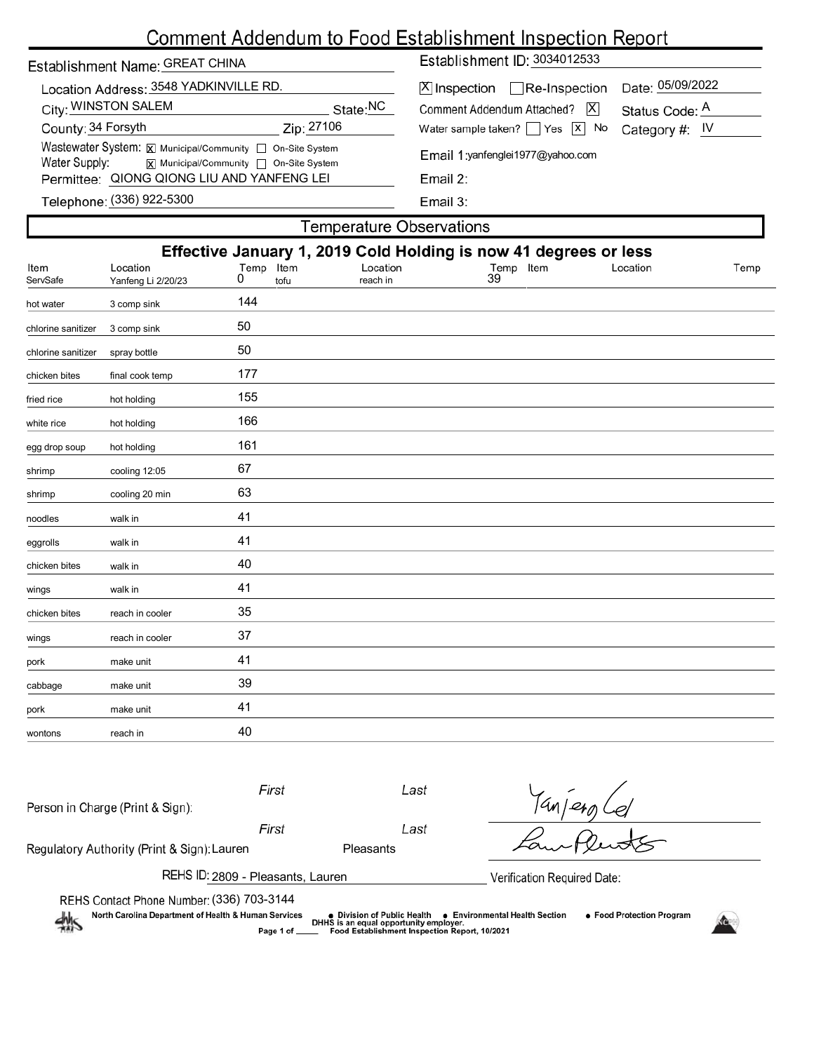# Comment Addendum to Food Establishment Inspection Report

Establishment Name: GREAT CHINA

Location Address: 3548 YADKINVILLE RD.

City: WINSTON SALEM State: NC

County: 34 Forsyth Zip: 27106

Wastewater System: [X] Municipal/Community [ ] On-Site System

Water Supply: [X] Municipal/Community [ ] On-Site System

Permittee: QIONG QIONG LIU AND YANFENG LEI

Telephone: (336) 922-5300

Establishment ID: 3034012533

[X] Inspection [ ] Re-Inspection Date: 05/09/2022

Comment Addendum Attached? [X] Status Code: A

Water sample taken? [ ] Yes [X] No Category #: IV

Email 1: yanfenglei1977@yahoo.com

Email 2:

Email 3:

## Temperature Observations

**Effective January 1, 2019 Cold Holding is now 41 degrees or less**

| Item | Location | Temp | Item | Location | Temp | Item | Location | Temp |
|---|---|---|---|---|---|---|---|---|
| ServSafe | Yanfeng Li 2/20/23 | 0 | tofu | reach in | 39 | | | |
| hot water | 3 comp sink | 144 | | | | | | |
| chlorine sanitizer | 3 comp sink | 50 | | | | | | |
| chlorine sanitizer | spray bottle | 50 | | | | | | |
| chicken bites | final cook temp | 177 | | | | | | |
| fried rice | hot holding | 155 | | | | | | |
| white rice | hot holding | 166 | | | | | | |
| egg drop soup | hot holding | 161 | | | | | | |
| shrimp | cooling 12:05 | 67 | | | | | | |
| shrimp | cooling 20 min | 63 | | | | | | |
| noodles | walk in | 41 | | | | | | |
| eggrolls | walk in | 41 | | | | | | |
| chicken bites | walk in | 40 | | | | | | |
| wings | walk in | 41 | | | | | | |
| chicken bites | reach in cooler | 35 | | | | | | |
| wings | reach in cooler | 37 | | | | | | |
| pork | make unit | 41 | | | | | | |
| cabbage | make unit | 39 | | | | | | |
| pork | make unit | 41 | | | | | | |
| wontons | reach in | 40 | | | | | | |

Person in Charge (Print & Sign): First Last

Regulatory Authority (Print & Sign): First Lauren Last Pleasants

REHS ID: 2809 - Pleasants, Lauren

Verification Required Date:

REHS Contact Phone Number: (336) 703-3144

North Carolina Department of Health & Human Services • Division of Public Health • Environmental Health Section • Food Protection Program

DHHS is an equal opportunity employer.

Food Establishment Inspection Report, 10/2021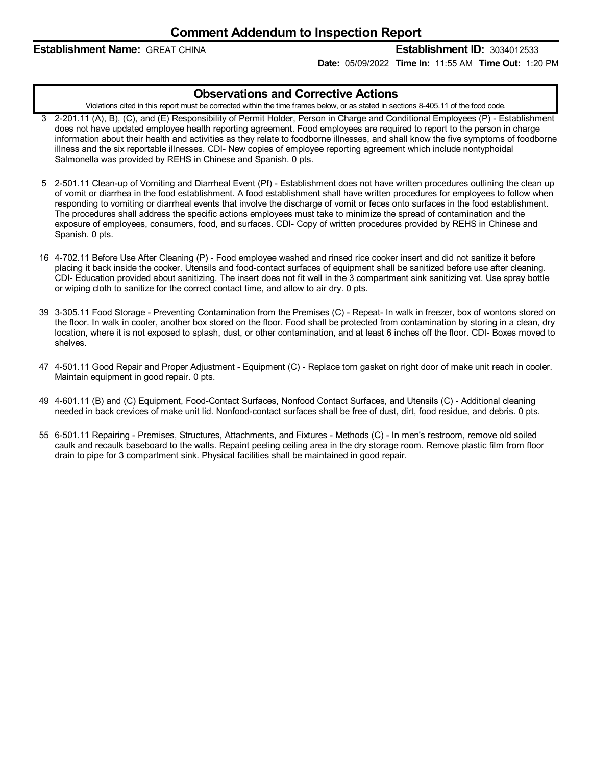# Comment Addendum to Inspection Report

**Establishment Name:** GREAT CHINA **Establishment ID:** 3034012533

**Date:** 05/09/2022 **Time In:** 11:55 AM **Time Out:** 1:20 PM

## Observations and Corrective Actions

Violations cited in this report must be corrected within the time frames below, or as stated in sections 8-405.11 of the food code.

3 2-201.11 (A), B), (C), and (E) Responsibility of Permit Holder, Person in Charge and Conditional Employees (P) - Establishment does not have updated employee health reporting agreement. Food employees are required to report to the person in charge information about their health and activities as they relate to foodborne illnesses, and shall know the five symptoms of foodborne illness and the six reportable illnesses. CDI- New copies of employee reporting agreement which include nontyphoidal Salmonella was provided by REHS in Chinese and Spanish. 0 pts.

5 2-501.11 Clean-up of Vomiting and Diarrheal Event (Pf) - Establishment does not have written procedures outlining the clean up of vomit or diarrhea in the food establishment. A food establishment shall have written procedures for employees to follow when responding to vomiting or diarrheal events that involve the discharge of vomit or feces onto surfaces in the food establishment. The procedures shall address the specific actions employees must take to minimize the spread of contamination and the exposure of employees, consumers, food, and surfaces. CDI- Copy of written procedures provided by REHS in Chinese and Spanish. 0 pts.

16 4-702.11 Before Use After Cleaning (P) - Food employee washed and rinsed rice cooker insert and did not sanitize it before placing it back inside the cooker. Utensils and food-contact surfaces of equipment shall be sanitized before use after cleaning. CDI- Education provided about sanitizing. The insert does not fit well in the 3 compartment sink sanitizing vat. Use spray bottle or wiping cloth to sanitize for the correct contact time, and allow to air dry. 0 pts.

39 3-305.11 Food Storage - Preventing Contamination from the Premises (C) - Repeat- In walk in freezer, box of wontons stored on the floor. In walk in cooler, another box stored on the floor. Food shall be protected from contamination by storing in a clean, dry location, where it is not exposed to splash, dust, or other contamination, and at least 6 inches off the floor. CDI- Boxes moved to shelves.

47 4-501.11 Good Repair and Proper Adjustment - Equipment (C) - Replace torn gasket on right door of make unit reach in cooler. Maintain equipment in good repair. 0 pts.

49 4-601.11 (B) and (C) Equipment, Food-Contact Surfaces, Nonfood Contact Surfaces, and Utensils (C) - Additional cleaning needed in back crevices of make unit lid. Nonfood-contact surfaces shall be free of dust, dirt, food residue, and debris. 0 pts.

55 6-501.11 Repairing - Premises, Structures, Attachments, and Fixtures - Methods (C) - In men's restroom, remove old soiled caulk and recaulk baseboard to the walls. Repaint peeling ceiling area in the dry storage room. Remove plastic film from floor drain to pipe for 3 compartment sink. Physical facilities shall be maintained in good repair.